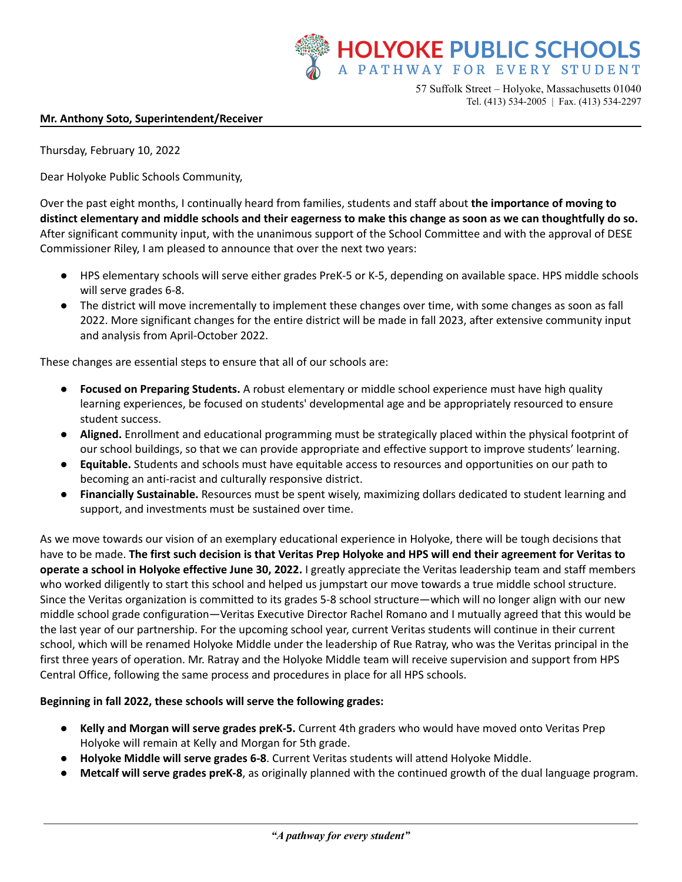# HOLYOKE PUBLIC SCHOOLS
A PATHWAY FOR EVERY STUDENT

57 Suffolk Street – Holyoke, Massachusetts 01040
Tel. (413) 534-2005 | Fax. (413) 534-2297

**Mr. Anthony Soto, Superintendent/Receiver**

Thursday, February 10, 2022

Dear Holyoke Public Schools Community,

Over the past eight months, I continually heard from families, students and staff about **the importance of moving to distinct elementary and middle schools and their eagerness to make this change as soon as we can thoughtfully do so.** After significant community input, with the unanimous support of the School Committee and with the approval of DESE Commissioner Riley, I am pleased to announce that over the next two years:

- HPS elementary schools will serve either grades PreK-5 or K-5, depending on available space. HPS middle schools will serve grades 6-8.
- The district will move incrementally to implement these changes over time, with some changes as soon as fall 2022. More significant changes for the entire district will be made in fall 2023, after extensive community input and analysis from April-October 2022.

These changes are essential steps to ensure that all of our schools are:

- **Focused on Preparing Students.** A robust elementary or middle school experience must have high quality learning experiences, be focused on students' developmental age and be appropriately resourced to ensure student success.
- **Aligned.** Enrollment and educational programming must be strategically placed within the physical footprint of our school buildings, so that we can provide appropriate and effective support to improve students' learning.
- **Equitable.** Students and schools must have equitable access to resources and opportunities on our path to becoming an anti-racist and culturally responsive district.
- **Financially Sustainable.** Resources must be spent wisely, maximizing dollars dedicated to student learning and support, and investments must be sustained over time.

As we move towards our vision of an exemplary educational experience in Holyoke, there will be tough decisions that have to be made. **The first such decision is that Veritas Prep Holyoke and HPS will end their agreement for Veritas to operate a school in Holyoke effective June 30, 2022.** I greatly appreciate the Veritas leadership team and staff members who worked diligently to start this school and helped us jumpstart our move towards a true middle school structure. Since the Veritas organization is committed to its grades 5-8 school structure—which will no longer align with our new middle school grade configuration—Veritas Executive Director Rachel Romano and I mutually agreed that this would be the last year of our partnership. For the upcoming school year, current Veritas students will continue in their current school, which will be renamed Holyoke Middle under the leadership of Rue Ratray, who was the Veritas principal in the first three years of operation. Mr. Ratray and the Holyoke Middle team will receive supervision and support from HPS Central Office, following the same process and procedures in place for all HPS schools.

**Beginning in fall 2022, these schools will serve the following grades:**

- **Kelly and Morgan will serve grades preK-5.** Current 4th graders who would have moved onto Veritas Prep Holyoke will remain at Kelly and Morgan for 5th grade.
- **Holyoke Middle will serve grades 6-8**. Current Veritas students will attend Holyoke Middle.
- **Metcalf will serve grades preK-8**, as originally planned with the continued growth of the dual language program.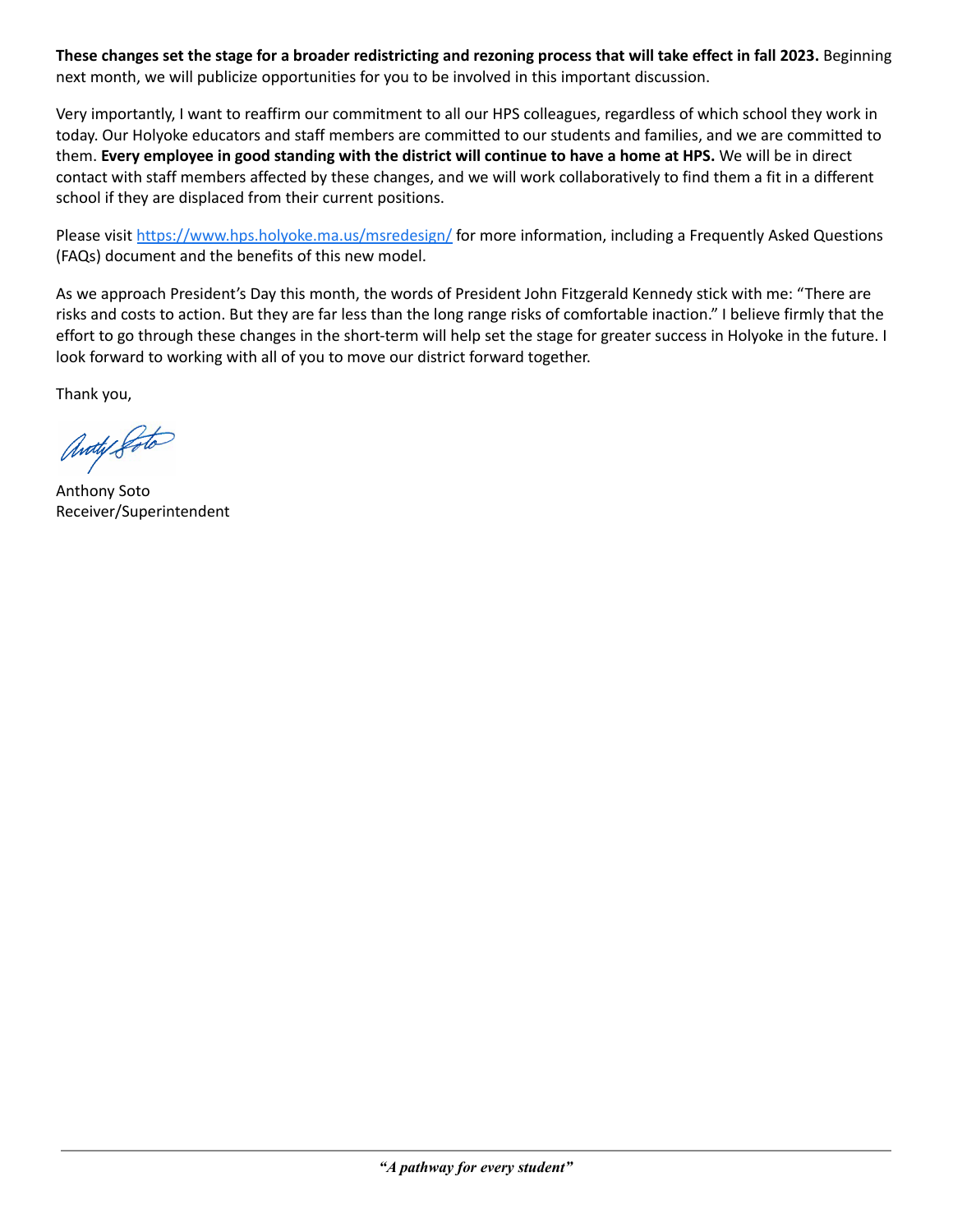**These changes set the stage for a broader redistricting and rezoning process that will take effect in fall 2023.** Beginning next month, we will publicize opportunities for you to be involved in this important discussion.

Very importantly, I want to reaffirm our commitment to all our HPS colleagues, regardless of which school they work in today. Our Holyoke educators and staff members are committed to our students and families, and we are committed to them. **Every employee in good standing with the district will continue to have a home at HPS.** We will be in direct contact with staff members affected by these changes, and we will work collaboratively to find them a fit in a different school if they are displaced from their current positions.

Please visit [https://www.hps.holyoke.ma.us/msredesign/](https://www.hps.holyoke.ma.us/msredesign/) for more information, including a Frequently Asked Questions (FAQs) document and the benefits of this new model.

As we approach President's Day this month, the words of President John Fitzgerald Kennedy stick with me: "There are risks and costs to action. But they are far less than the long range risks of comfortable inaction." I believe firmly that the effort to go through these changes in the short-term will help set the stage for greater success in Holyoke in the future. I look forward to working with all of you to move our district forward together.

Thank you,

Anthony Soto
Receiver/Superintendent

***"A pathway for every student"***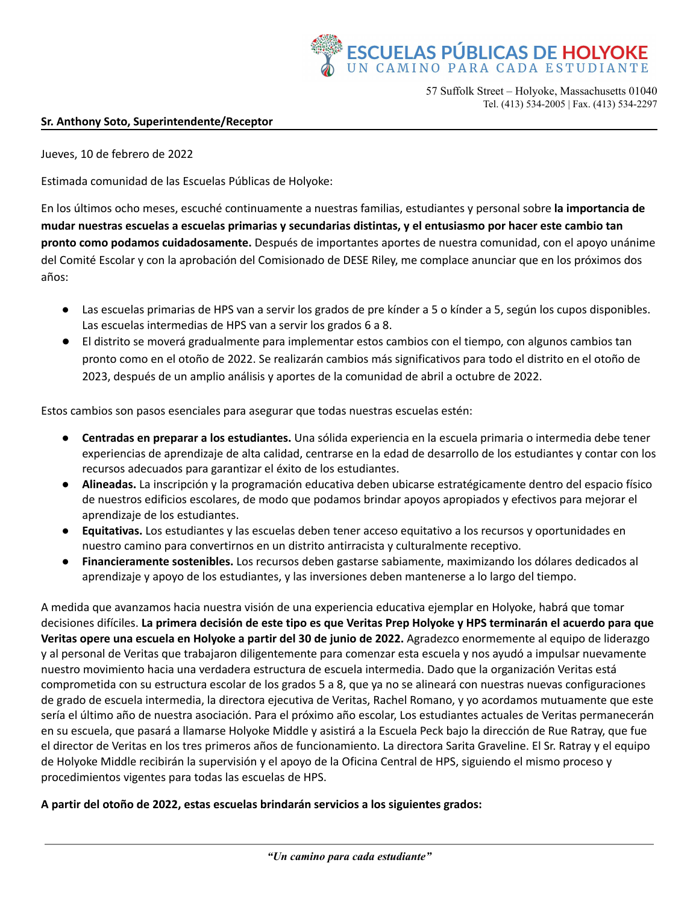**Sr. Anthony Soto, Superintendente/Receptor**

Jueves, 10 de febrero de 2022

Estimada comunidad de las Escuelas Públicas de Holyoke:

En los últimos ocho meses, escuché continuamente a nuestras familias, estudiantes y personal sobre **la importancia de mudar nuestras escuelas a escuelas primarias y secundarias distintas, y el entusiasmo por hacer este cambio tan pronto como podamos cuidadosamente.** Después de importantes aportes de nuestra comunidad, con el apoyo unánime del Comité Escolar y con la aprobación del Comisionado de DESE Riley, me complace anunciar que en los próximos dos años:

- Las escuelas primarias de HPS van a servir los grados de pre kínder a 5 o kínder a 5, según los cupos disponibles. Las escuelas intermedias de HPS van a servir los grados 6 a 8.
- El distrito se moverá gradualmente para implementar estos cambios con el tiempo, con algunos cambios tan pronto como en el otoño de 2022. Se realizarán cambios más significativos para todo el distrito en el otoño de 2023, después de un amplio análisis y aportes de la comunidad de abril a octubre de 2022.

Estos cambios son pasos esenciales para asegurar que todas nuestras escuelas estén:

- **Centradas en preparar a los estudiantes.** Una sólida experiencia en la escuela primaria o intermedia debe tener experiencias de aprendizaje de alta calidad, centrarse en la edad de desarrollo de los estudiantes y contar con los recursos adecuados para garantizar el éxito de los estudiantes.
- **Alineadas.** La inscripción y la programación educativa deben ubicarse estratégicamente dentro del espacio físico de nuestros edificios escolares, de modo que podamos brindar apoyos apropiados y efectivos para mejorar el aprendizaje de los estudiantes.
- **Equitativas.** Los estudiantes y las escuelas deben tener acceso equitativo a los recursos y oportunidades en nuestro camino para convertirnos en un distrito antirracista y culturalmente receptivo.
- **Financieramente sostenibles.** Los recursos deben gastarse sabiamente, maximizando los dólares dedicados al aprendizaje y apoyo de los estudiantes, y las inversiones deben mantenerse a lo largo del tiempo.

A medida que avanzamos hacia nuestra visión de una experiencia educativa ejemplar en Holyoke, habrá que tomar decisiones difíciles. **La primera decisión de este tipo es que Veritas Prep Holyoke y HPS terminarán el acuerdo para que Veritas opere una escuela en Holyoke a partir del 30 de junio de 2022.** Agradezco enormemente al equipo de liderazgo y al personal de Veritas que trabajaron diligentemente para comenzar esta escuela y nos ayudó a impulsar nuevamente nuestro movimiento hacia una verdadera estructura de escuela intermedia. Dado que la organización Veritas está comprometida con su estructura escolar de los grados 5 a 8, que ya no se alineará con nuestras nuevas configuraciones de grado de escuela intermedia, la directora ejecutiva de Veritas, Rachel Romano, y yo acordamos mutuamente que este sería el último año de nuestra asociación. Para el próximo año escolar, Los estudiantes actuales de Veritas permanecerán en su escuela, que pasará a llamarse Holyoke Middle y asistirá a la Escuela Peck bajo la dirección de Rue Ratray, que fue el director de Veritas en los tres primeros años de funcionamiento. La directora Sarita Graveline. El Sr. Ratray y el equipo de Holyoke Middle recibirán la supervisión y el apoyo de la Oficina Central de HPS, siguiendo el mismo proceso y procedimientos vigentes para todas las escuelas de HPS.

**A partir del otoño de 2022, estas escuelas brindarán servicios a los siguientes grados:**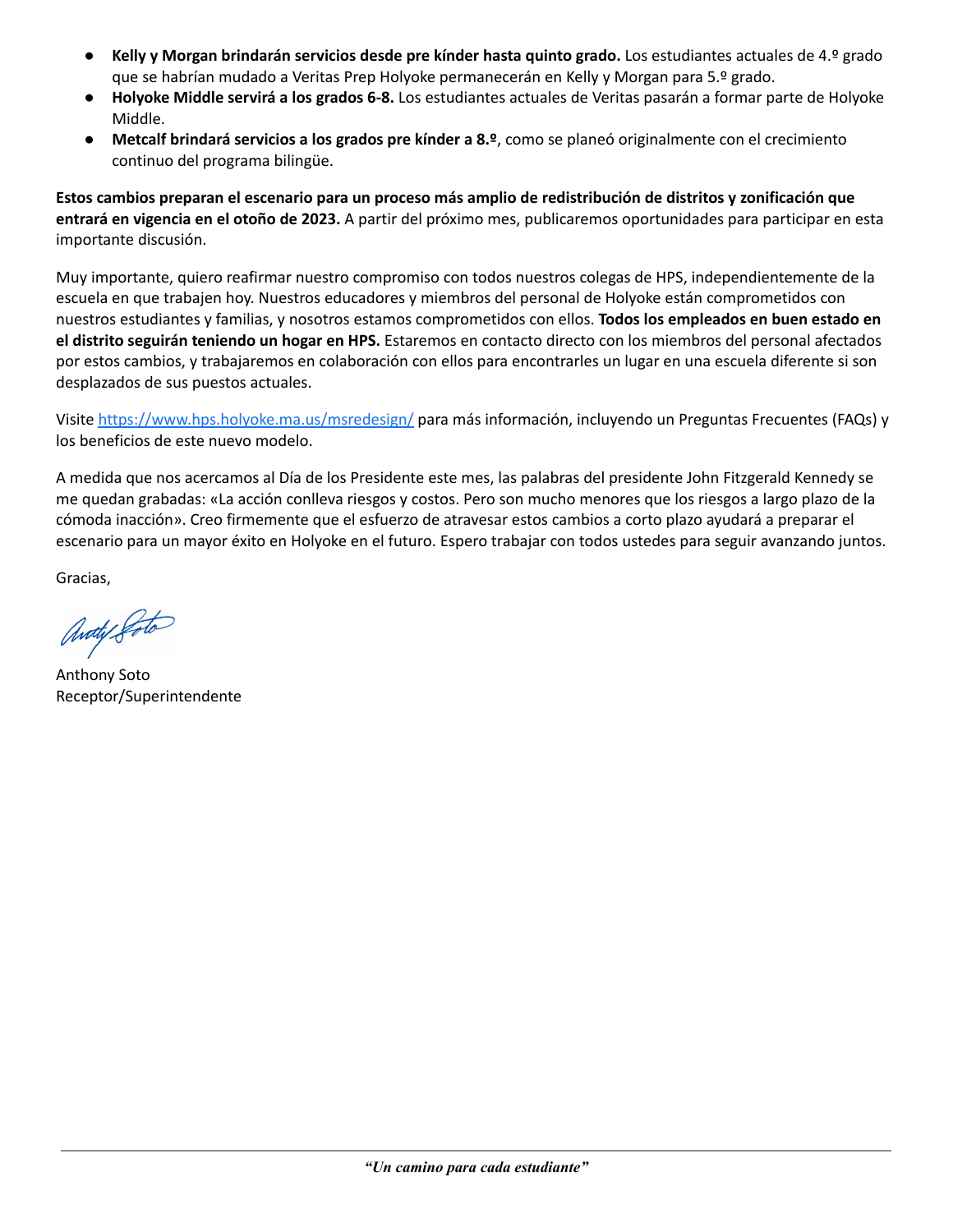- **Kelly y Morgan brindarán servicios desde pre kínder hasta quinto grado.** Los estudiantes actuales de 4.º grado que se habrían mudado a Veritas Prep Holyoke permanecerán en Kelly y Morgan para 5.º grado.
- **Holyoke Middle servirá a los grados 6-8.** Los estudiantes actuales de Veritas pasarán a formar parte de Holyoke Middle.
- **Metcalf brindará servicios a los grados pre kínder a 8.º**, como se planeó originalmente con el crecimiento continuo del programa bilingüe.

**Estos cambios preparan el escenario para un proceso más amplio de redistribución de distritos y zonificación que entrará en vigencia en el otoño de 2023.** A partir del próximo mes, publicaremos oportunidades para participar en esta importante discusión.

Muy importante, quiero reafirmar nuestro compromiso con todos nuestros colegas de HPS, independientemente de la escuela en que trabajen hoy. Nuestros educadores y miembros del personal de Holyoke están comprometidos con nuestros estudiantes y familias, y nosotros estamos comprometidos con ellos. **Todos los empleados en buen estado en el distrito seguirán teniendo un hogar en HPS.** Estaremos en contacto directo con los miembros del personal afectados por estos cambios, y trabajaremos en colaboración con ellos para encontrarles un lugar en una escuela diferente si son desplazados de sus puestos actuales.

Visite https://www.hps.holyoke.ma.us/msredesign/ para más información, incluyendo un Preguntas Frecuentes (FAQs) y los beneficios de este nuevo modelo.

A medida que nos acercamos al Día de los Presidente este mes, las palabras del presidente John Fitzgerald Kennedy se me quedan grabadas: «La acción conlleva riesgos y costos. Pero son mucho menores que los riesgos a largo plazo de la cómoda inacción». Creo firmemente que el esfuerzo de atravesar estos cambios a corto plazo ayudará a preparar el escenario para un mayor éxito en Holyoke en el futuro. Espero trabajar con todos ustedes para seguir avanzando juntos.

Gracias,

Anthony Soto
Receptor/Superintendente

*"Un camino para cada estudiante"*